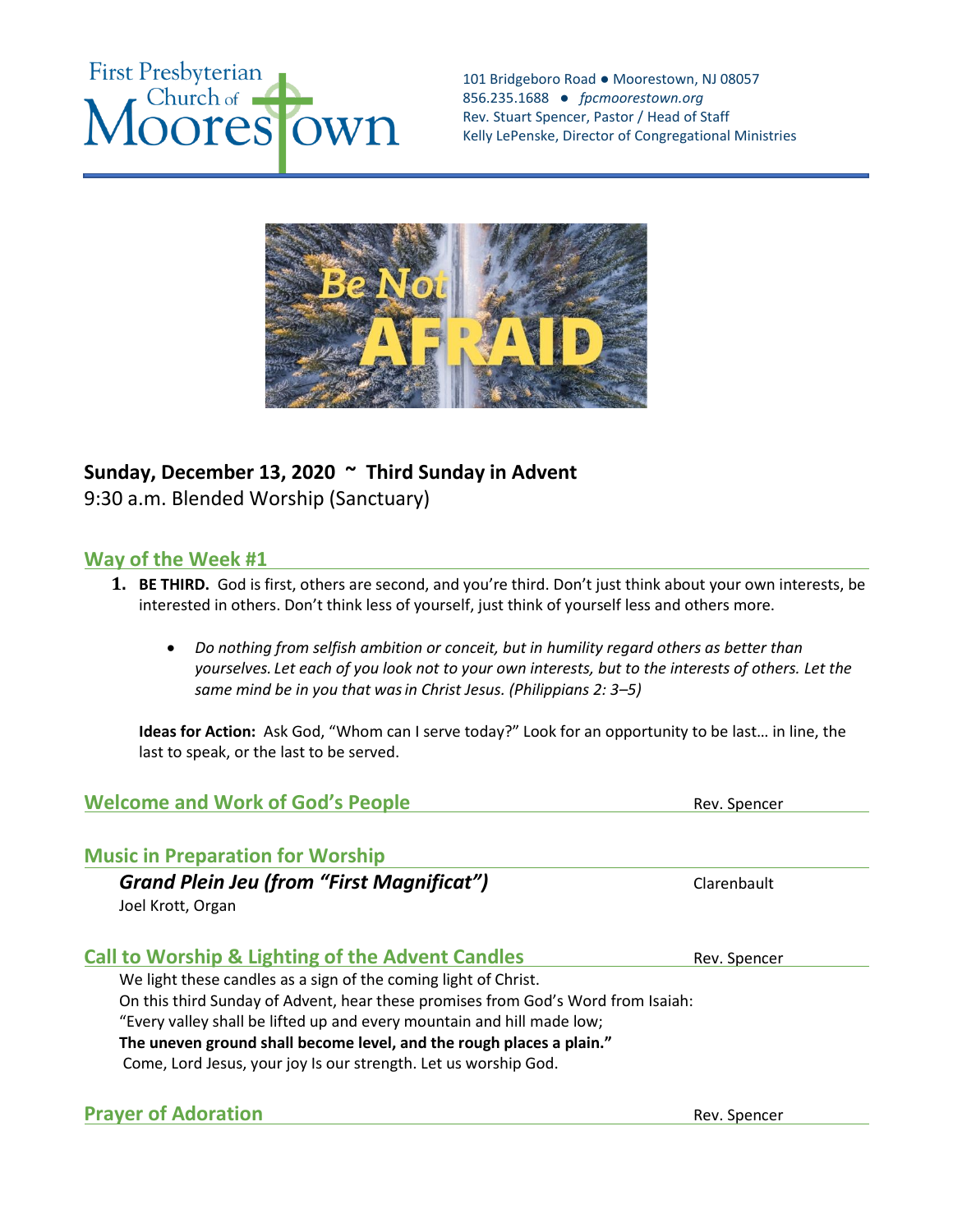First Presbyterian Church of Moorestown

101 Bridgeboro Road ● Moorestown, NJ 08057
856.235.1688 ● *fpcmoorestown.org*
Rev. Stuart Spencer, Pastor / Head of Staff
Kelly LePenske, Director of Congregational Ministries

Be Not AFRAID

**Sunday, December 13, 2020 ~ Third Sunday in Advent**
9:30 a.m. Blended Worship (Sanctuary)

## Way of the Week #1

1. **BE THIRD.** God is first, others are second, and you're third. Don't just think about your own interests, be interested in others. Don't think less of yourself, just think of yourself less and others more.

   - *Do nothing from selfish ambition or conceit, but in humility regard others as better than yourselves. Let each of you look not to your own interests, but to the interests of others. Let the same mind be in you that was in Christ Jesus. (Philippians 2: 3–5)*

   **Ideas for Action:** Ask God, "Whom can I serve today?" Look for an opportunity to be last… in line, the last to speak, or the last to be served.

## Welcome and Work of God's People
Rev. Spencer

## Music in Preparation for Worship

***Grand Plein Jeu (from "First Magnificat")*** Clarenbault
Joel Krott, Organ

## Call to Worship & Lighting of the Advent Candles
Rev. Spencer

We light these candles as a sign of the coming light of Christ.
On this third Sunday of Advent, hear these promises from God's Word from Isaiah:
"Every valley shall be lifted up and every mountain and hill made low;
**The uneven ground shall become level, and the rough places a plain."**
Come, Lord Jesus, your joy Is our strength. Let us worship God.

## Prayer of Adoration
Rev. Spencer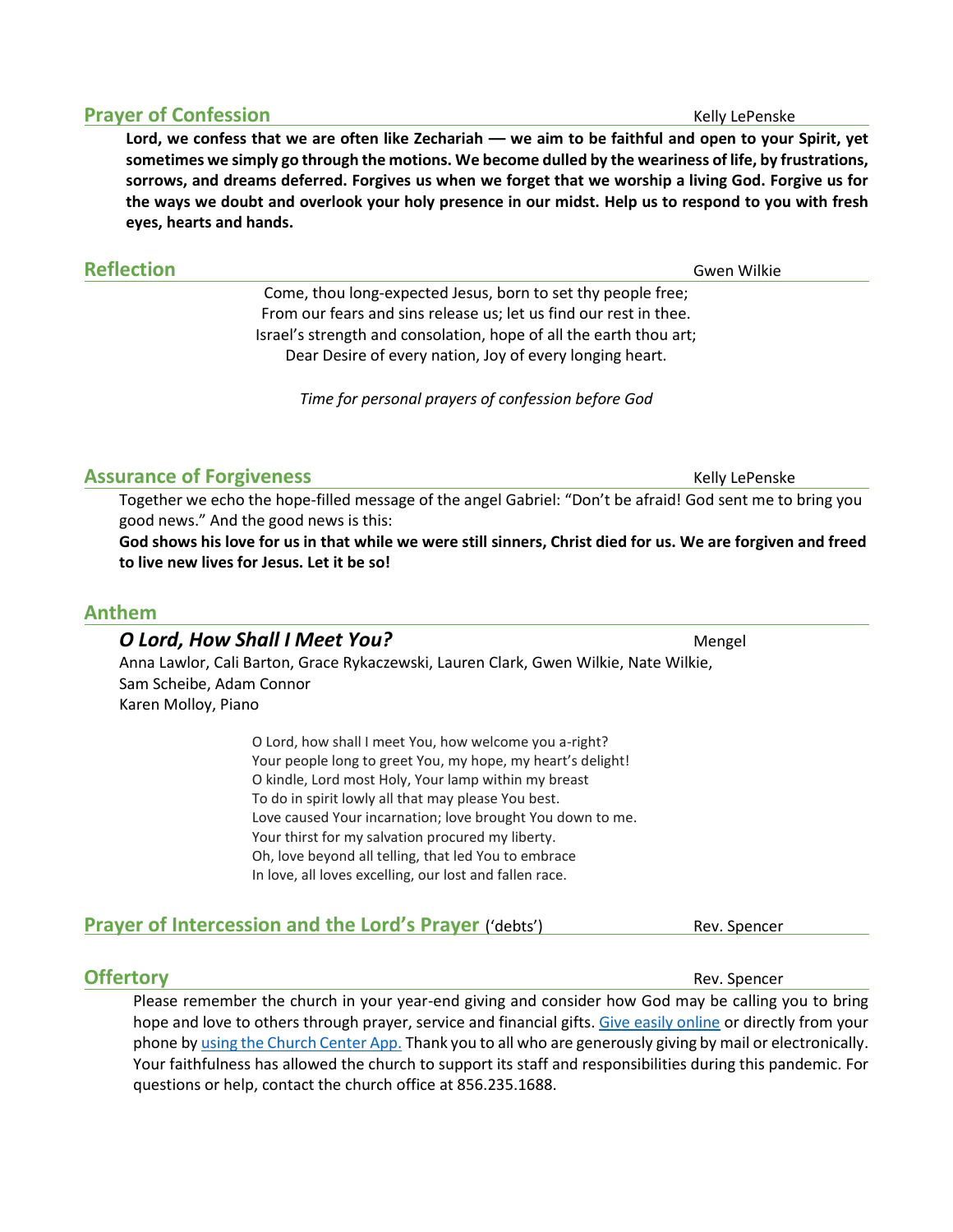## Prayer of Confession

Kelly LePenske

**Lord, we confess that we are often like Zechariah — we aim to be faithful and open to your Spirit, yet sometimes we simply go through the motions. We become dulled by the weariness of life, by frustrations, sorrows, and dreams deferred. Forgives us when we forget that we worship a living God. Forgive us for the ways we doubt and overlook your holy presence in our midst. Help us to respond to you with fresh eyes, hearts and hands.**

## Reflection

Gwen Wilkie

Come, thou long-expected Jesus, born to set thy people free;
From our fears and sins release us; let us find our rest in thee.
Israel's strength and consolation, hope of all the earth thou art;
Dear Desire of every nation, Joy of every longing heart.

*Time for personal prayers of confession before God*

## Assurance of Forgiveness

Kelly LePenske

Together we echo the hope-filled message of the angel Gabriel: "Don't be afraid! God sent me to bring you good news." And the good news is this:

**God shows his love for us in that while we were still sinners, Christ died for us. We are forgiven and freed to live new lives for Jesus. Let it be so!**

## Anthem

### *O Lord, How Shall I Meet You?*

Mengel

Anna Lawlor, Cali Barton, Grace Rykaczewski, Lauren Clark, Gwen Wilkie, Nate Wilkie, Sam Scheibe, Adam Connor
Karen Molloy, Piano

O Lord, how shall I meet You, how welcome you a-right?
Your people long to greet You, my hope, my heart's delight!
O kindle, Lord most Holy, Your lamp within my breast
To do in spirit lowly all that may please You best.
Love caused Your incarnation; love brought You down to me.
Your thirst for my salvation procured my liberty.
Oh, love beyond all telling, that led You to embrace
In love, all loves excelling, our lost and fallen race.

## Prayer of Intercession and the Lord's Prayer ('debts')

Rev. Spencer

## Offertory

Rev. Spencer

Please remember the church in your year-end giving and consider how God may be calling you to bring hope and love to others through prayer, service and financial gifts. Give easily online or directly from your phone by using the Church Center App. Thank you to all who are generously giving by mail or electronically. Your faithfulness has allowed the church to support its staff and responsibilities during this pandemic. For questions or help, contact the church office at 856.235.1688.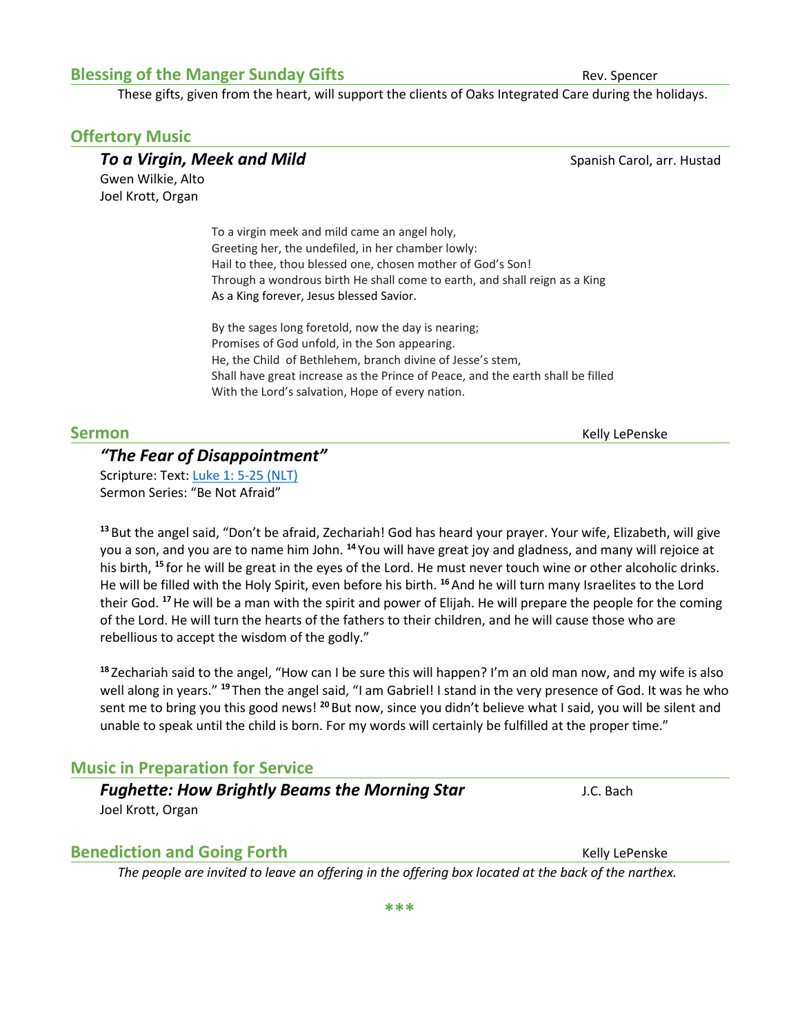## Blessing of the Manger Sunday Gifts

Rev. Spencer

These gifts, given from the heart, will support the clients of Oaks Integrated Care during the holidays.

## Offertory Music

***To a Virgin, Meek and Mild*** — Spanish Carol, arr. Hustad

Gwen Wilkie, Alto
Joel Krott, Organ

To a virgin meek and mild came an angel holy,
Greeting her, the undefiled, in her chamber lowly:
Hail to thee, thou blessed one, chosen mother of God's Son!
Through a wondrous birth He shall come to earth, and shall reign as a King
As a King forever, Jesus blessed Savior.

By the sages long foretold, now the day is nearing;
Promises of God unfold, in the Son appearing.
He, the Child of Bethlehem, branch divine of Jesse's stem,
Shall have great increase as the Prince of Peace, and the earth shall be filled
With the Lord's salvation, Hope of every nation.

## Sermon

Kelly LePenske

***"The Fear of Disappointment"***

Scripture: Text: Luke 1: 5-25 (NLT)
Sermon Series: "Be Not Afraid"

[13] But the angel said, "Don't be afraid, Zechariah! God has heard your prayer. Your wife, Elizabeth, will give you a son, and you are to name him John. [14] You will have great joy and gladness, and many will rejoice at his birth, [15] for he will be great in the eyes of the Lord. He must never touch wine or other alcoholic drinks. He will be filled with the Holy Spirit, even before his birth. [16] And he will turn many Israelites to the Lord their God. [17] He will be a man with the spirit and power of Elijah. He will prepare the people for the coming of the Lord. He will turn the hearts of the fathers to their children, and he will cause those who are rebellious to accept the wisdom of the godly."

[18] Zechariah said to the angel, "How can I be sure this will happen? I'm an old man now, and my wife is also well along in years." [19] Then the angel said, "I am Gabriel! I stand in the very presence of God. It was he who sent me to bring you this good news! [20] But now, since you didn't believe what I said, you will be silent and unable to speak until the child is born. For my words will certainly be fulfilled at the proper time."

## Music in Preparation for Service

***Fughette: How Brightly Beams the Morning Star*** — J.C. Bach

Joel Krott, Organ

## Benediction and Going Forth

Kelly LePenske

*The people are invited to leave an offering in the offering box located at the back of the narthex.*

***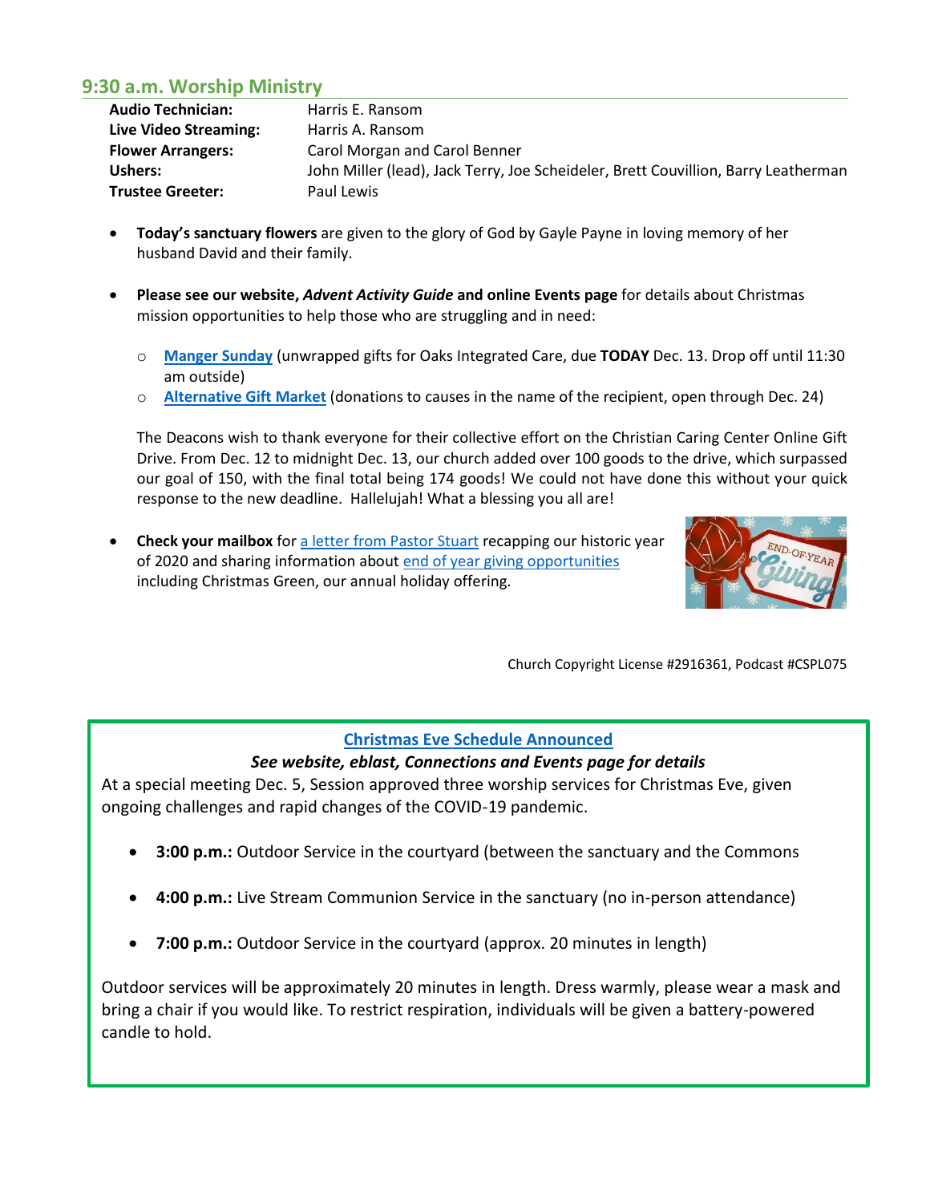## 9:30 a.m. Worship Ministry

| | |
|---|---|
| **Audio Technician:** | Harris E. Ransom |
| **Live Video Streaming:** | Harris A. Ransom |
| **Flower Arrangers:** | Carol Morgan and Carol Benner |
| **Ushers:** | John Miller (lead), Jack Terry, Joe Scheideler, Brett Couvillion, Barry Leatherman |
| **Trustee Greeter:** | Paul Lewis |

- **Today's sanctuary flowers** are given to the glory of God by Gayle Payne in loving memory of her husband David and their family.

- **Please see our website, *Advent Activity Guide* and online Events page** for details about Christmas mission opportunities to help those who are struggling and in need:
  - **Manger Sunday** (unwrapped gifts for Oaks Integrated Care, due **TODAY** Dec. 13. Drop off until 11:30 am outside)
  - **Alternative Gift Market** (donations to causes in the name of the recipient, open through Dec. 24)

  The Deacons wish to thank everyone for their collective effort on the Christian Caring Center Online Gift Drive. From Dec. 12 to midnight Dec. 13, our church added over 100 goods to the drive, which surpassed our goal of 150, with the final total being 174 goods! We could not have done this without your quick response to the new deadline. Hallelujah! What a blessing you all are!

- **Check your mailbox** for a letter from Pastor Stuart recapping our historic year of 2020 and sharing information about end of year giving opportunities including Christmas Green, our annual holiday offering.

Church Copyright License #2916361, Podcast #CSPL075

---

**Christmas Eve Schedule Announced**

***See website, eblast, Connections and Events page for details***

At a special meeting Dec. 5, Session approved three worship services for Christmas Eve, given ongoing challenges and rapid changes of the COVID-19 pandemic.

- **3:00 p.m.:** Outdoor Service in the courtyard (between the sanctuary and the Commons
- **4:00 p.m.:** Live Stream Communion Service in the sanctuary (no in-person attendance)
- **7:00 p.m.:** Outdoor Service in the courtyard (approx. 20 minutes in length)

Outdoor services will be approximately 20 minutes in length. Dress warmly, please wear a mask and bring a chair if you would like. To restrict respiration, individuals will be given a battery-powered candle to hold.